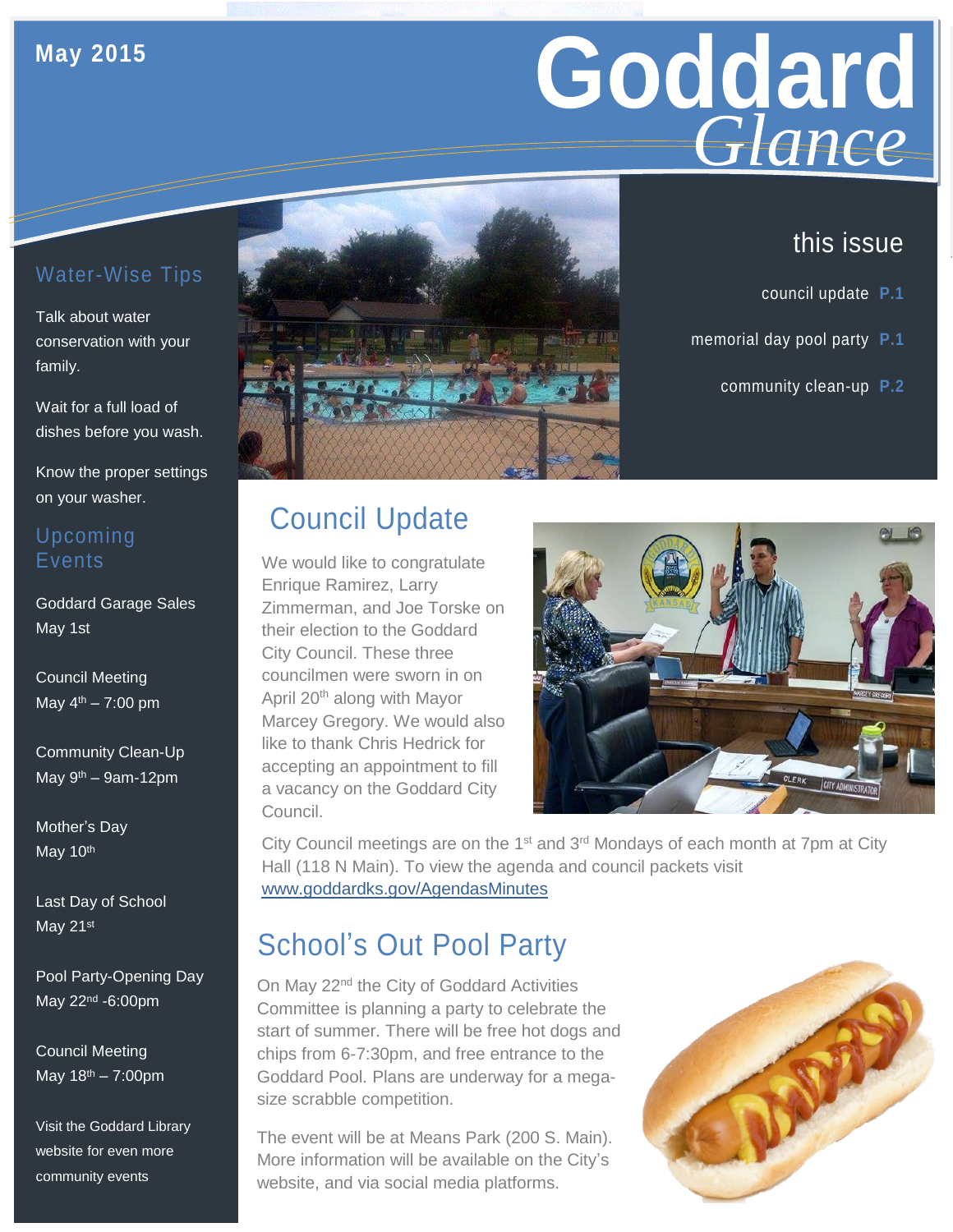May 2015

# Goddard *Glance*

## this issue

council update P.1

memorial day pool party P.1

community clean-up P.2

## Water-Wise Tips

Talk about water conservation with your family.

Wait for a full load of dishes before you wash.

Know the proper settings on your washer.

## Upcoming Events

Goddard Garage Sales
May 1st

Council Meeting
May 4th – 7:00 pm

Community Clean-Up
May 9th – 9am-12pm

Mother's Day
May 10th

Last Day of School
May 21st

Pool Party-Opening Day
May 22nd -6:00pm

Council Meeting
May 18th – 7:00pm

Visit the Goddard Library website for even more community events

## Council Update

We would like to congratulate Enrique Ramirez, Larry Zimmerman, and Joe Torske on their election to the Goddard City Council. These three councilmen were sworn in on April 20th along with Mayor Marcey Gregory. We would also like to thank Chris Hedrick for accepting an appointment to fill a vacancy on the Goddard City Council.

City Council meetings are on the 1st and 3rd Mondays of each month at 7pm at City Hall (118 N Main). To view the agenda and council packets visit www.goddardks.gov/AgendasMinutes

## School's Out Pool Party

On May 22nd the City of Goddard Activities Committee is planning a party to celebrate the start of summer. There will be free hot dogs and chips from 6-7:30pm, and free entrance to the Goddard Pool. Plans are underway for a mega-size scrabble competition.

The event will be at Means Park (200 S. Main). More information will be available on the City's website, and via social media platforms.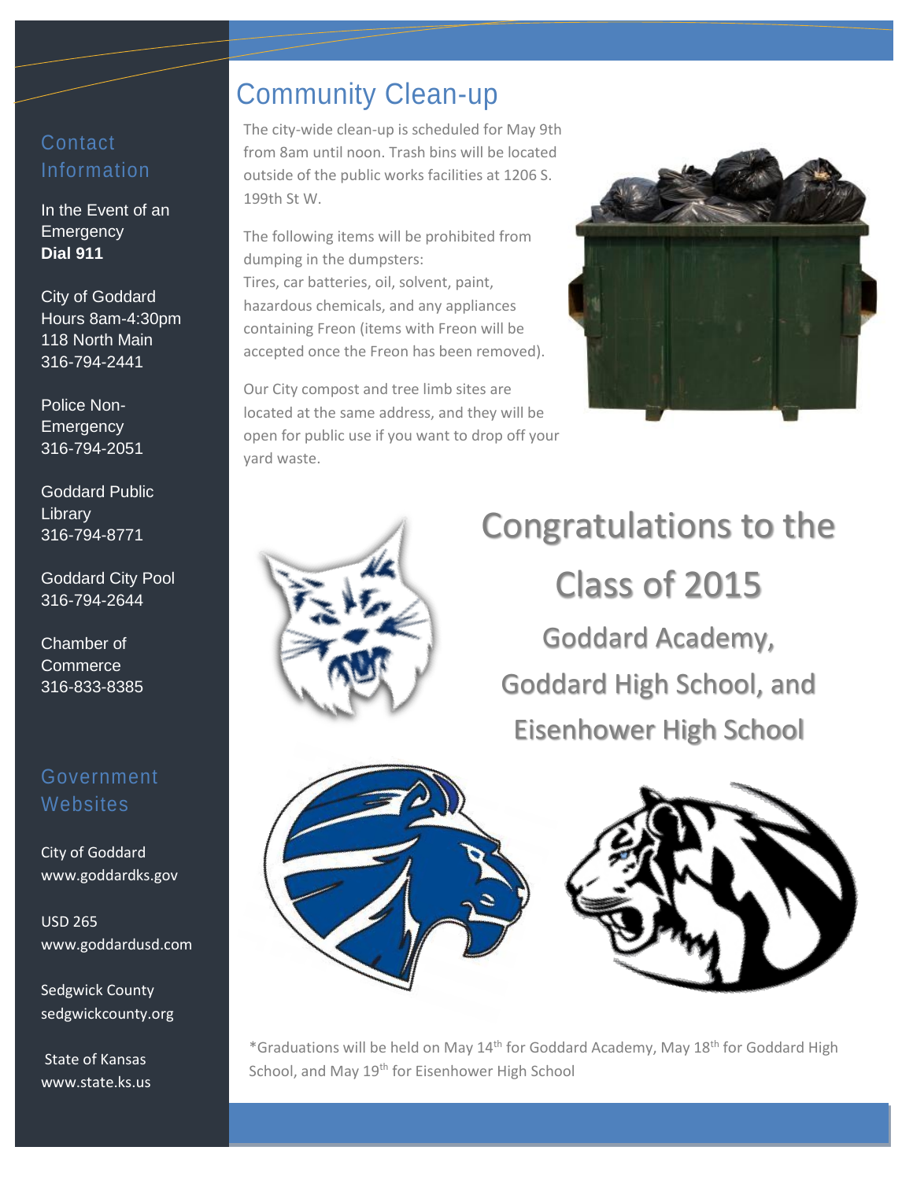## Contact Information

In the Event of an Emergency
**Dial 911**

City of Goddard
Hours 8am-4:30pm
118 North Main
316-794-2441

Police Non-Emergency
316-794-2051

Goddard Public Library
316-794-8771

Goddard City Pool
316-794-2644

Chamber of Commerce
316-833-8385

## Government Websites

City of Goddard
www.goddardks.gov

USD 265
www.goddardusd.com

Sedgwick County
sedgwickcounty.org

State of Kansas
www.state.ks.us

# Community Clean-up

The city-wide clean-up is scheduled for May 9th from 8am until noon. Trash bins will be located outside of the public works facilities at 1206 S. 199th St W.

The following items will be prohibited from dumping in the dumpsters:
Tires, car batteries, oil, solvent, paint, hazardous chemicals, and any appliances containing Freon (items with Freon will be accepted once the Freon has been removed).

Our City compost and tree limb sites are located at the same address, and they will be open for public use if you want to drop off your yard waste.

# Congratulations to the Class of 2015

## Goddard Academy, Goddard High School, and Eisenhower High School

*Graduations will be held on May 14th for Goddard Academy, May 18th for Goddard High School, and May 19th for Eisenhower High School